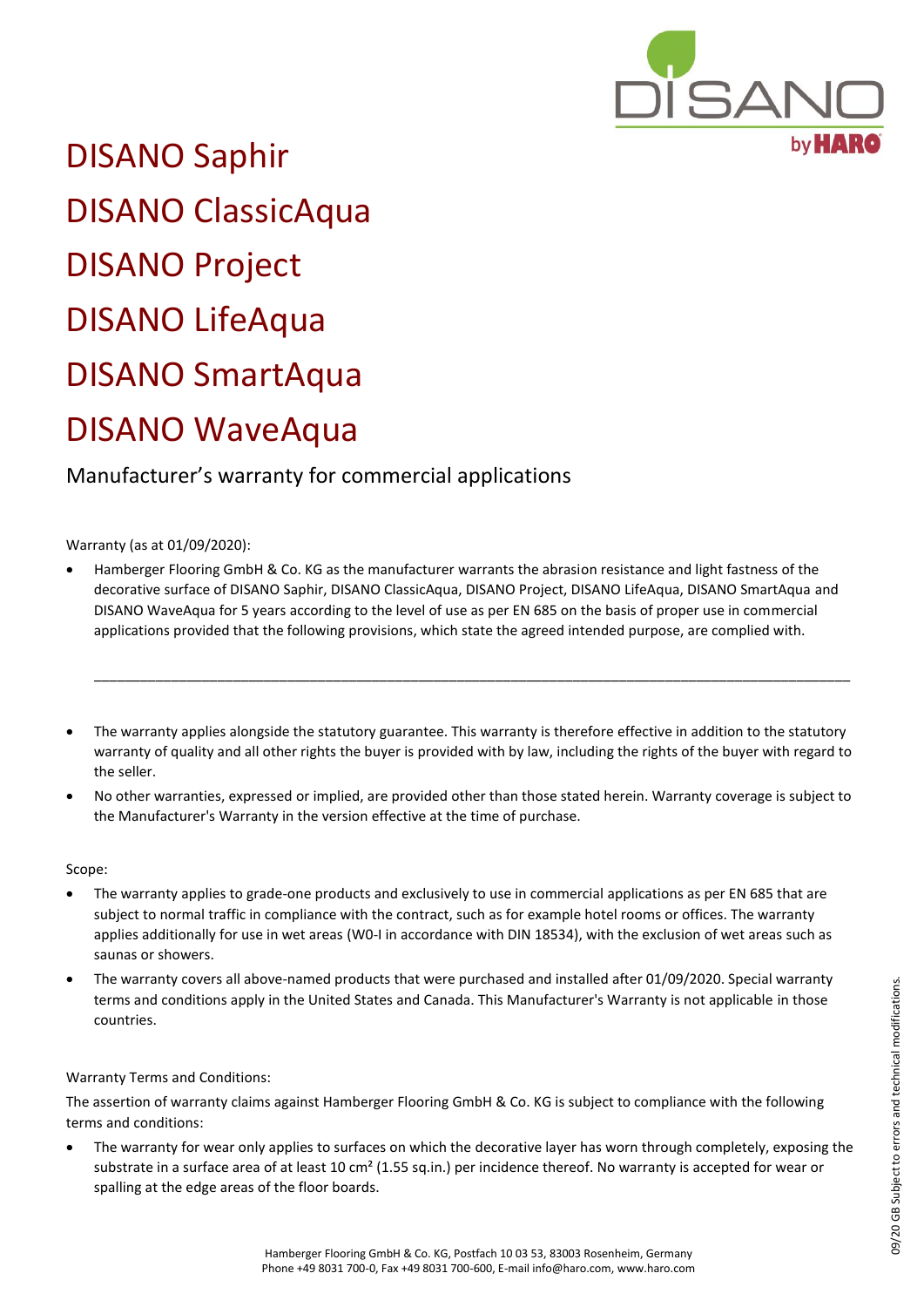# DISANO Saphir

# DISANO ClassicAqua

# DISANO Project

# DISANO LifeAqua

# DISANO SmartAqua

# DISANO WaveAqua

## Manufacturer's warranty for commercial applications

Warranty (as at 01/09/2020):

- Hamberger Flooring GmbH & Co. KG as the manufacturer warrants the abrasion resistance and light fastness of the decorative surface of DISANO Saphir, DISANO ClassicAqua, DISANO Project, DISANO LifeAqua, DISANO SmartAqua and DISANO WaveAqua for 5 years according to the level of use as per EN 685 on the basis of proper use in commercial applications provided that the following provisions, which state the agreed intended purpose, are complied with.

---

- The warranty applies alongside the statutory guarantee. This warranty is therefore effective in addition to the statutory warranty of quality and all other rights the buyer is provided with by law, including the rights of the buyer with regard to the seller.
- No other warranties, expressed or implied, are provided other than those stated herein. Warranty coverage is subject to the Manufacturer's Warranty in the version effective at the time of purchase.

Scope:

- The warranty applies to grade-one products and exclusively to use in commercial applications as per EN 685 that are subject to normal traffic in compliance with the contract, such as for example hotel rooms or offices. The warranty applies additionally for use in wet areas (W0-I in accordance with DIN 18534), with the exclusion of wet areas such as saunas or showers.
- The warranty covers all above-named products that were purchased and installed after 01/09/2020. Special warranty terms and conditions apply in the United States and Canada. This Manufacturer's Warranty is not applicable in those countries.

Warranty Terms and Conditions:

The assertion of warranty claims against Hamberger Flooring GmbH & Co. KG is subject to compliance with the following terms and conditions:

- The warranty for wear only applies to surfaces on which the decorative layer has worn through completely, exposing the substrate in a surface area of at least 10 cm² (1.55 sq.in.) per incidence thereof. No warranty is accepted for wear or spalling at the edge areas of the floor boards.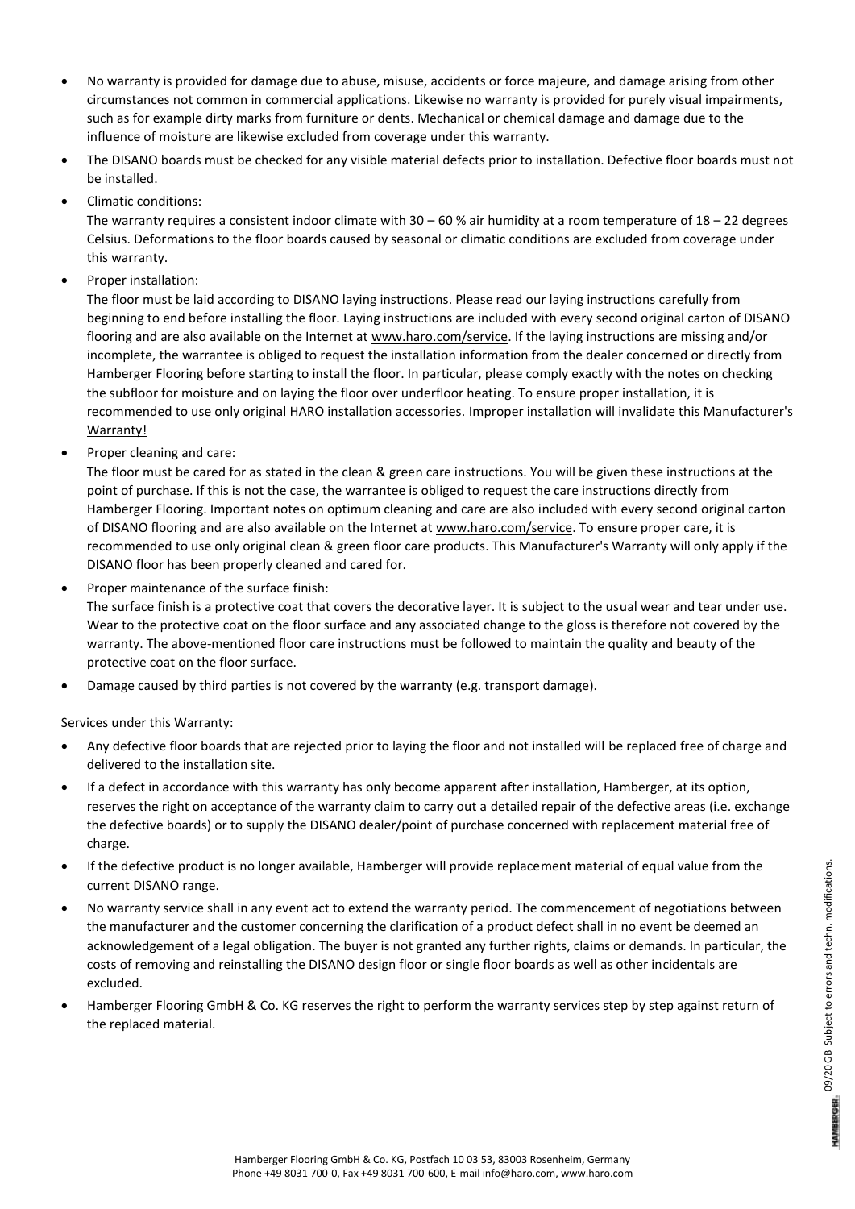- No warranty is provided for damage due to abuse, misuse, accidents or force majeure, and damage arising from other circumstances not common in commercial applications. Likewise no warranty is provided for purely visual impairments, such as for example dirty marks from furniture or dents. Mechanical or chemical damage and damage due to the influence of moisture are likewise excluded from coverage under this warranty.
- The DISANO boards must be checked for any visible material defects prior to installation. Defective floor boards must not be installed.
- Climatic conditions:
  The warranty requires a consistent indoor climate with 30 – 60 % air humidity at a room temperature of 18 – 22 degrees Celsius. Deformations to the floor boards caused by seasonal or climatic conditions are excluded from coverage under this warranty.
- Proper installation:
  The floor must be laid according to DISANO laying instructions. Please read our laying instructions carefully from beginning to end before installing the floor. Laying instructions are included with every second original carton of DISANO flooring and are also available on the Internet at www.haro.com/service. If the laying instructions are missing and/or incomplete, the warrantee is obliged to request the installation information from the dealer concerned or directly from Hamberger Flooring before starting to install the floor. In particular, please comply exactly with the notes on checking the subfloor for moisture and on laying the floor over underfloor heating. To ensure proper installation, it is recommended to use only original HARO installation accessories. Improper installation will invalidate this Manufacturer's Warranty!
- Proper cleaning and care:
  The floor must be cared for as stated in the clean & green care instructions. You will be given these instructions at the point of purchase. If this is not the case, the warrantee is obliged to request the care instructions directly from Hamberger Flooring. Important notes on optimum cleaning and care are also included with every second original carton of DISANO flooring and are also available on the Internet at www.haro.com/service. To ensure proper care, it is recommended to use only original clean & green floor care products. This Manufacturer's Warranty will only apply if the DISANO floor has been properly cleaned and cared for.
- Proper maintenance of the surface finish:
  The surface finish is a protective coat that covers the decorative layer. It is subject to the usual wear and tear under use. Wear to the protective coat on the floor surface and any associated change to the gloss is therefore not covered by the warranty. The above-mentioned floor care instructions must be followed to maintain the quality and beauty of the protective coat on the floor surface.
- Damage caused by third parties is not covered by the warranty (e.g. transport damage).

Services under this Warranty:

- Any defective floor boards that are rejected prior to laying the floor and not installed will be replaced free of charge and delivered to the installation site.
- If a defect in accordance with this warranty has only become apparent after installation, Hamberger, at its option, reserves the right on acceptance of the warranty claim to carry out a detailed repair of the defective areas (i.e. exchange the defective boards) or to supply the DISANO dealer/point of purchase concerned with replacement material free of charge.
- If the defective product is no longer available, Hamberger will provide replacement material of equal value from the current DISANO range.
- No warranty service shall in any event act to extend the warranty period. The commencement of negotiations between the manufacturer and the customer concerning the clarification of a product defect shall in no event be deemed an acknowledgement of a legal obligation. The buyer is not granted any further rights, claims or demands. In particular, the costs of removing and reinstalling the DISANO design floor or single floor boards as well as other incidentals are excluded.
- Hamberger Flooring GmbH & Co. KG reserves the right to perform the warranty services step by step against return of the replaced material.

Hamberger Flooring GmbH & Co. KG, Postfach 10 03 53, 83003 Rosenheim, Germany
Phone +49 8031 700-0, Fax +49 8031 700-600, E-mail info@haro.com, www.haro.com

09/20 GB Subject to errors and techn. modifications.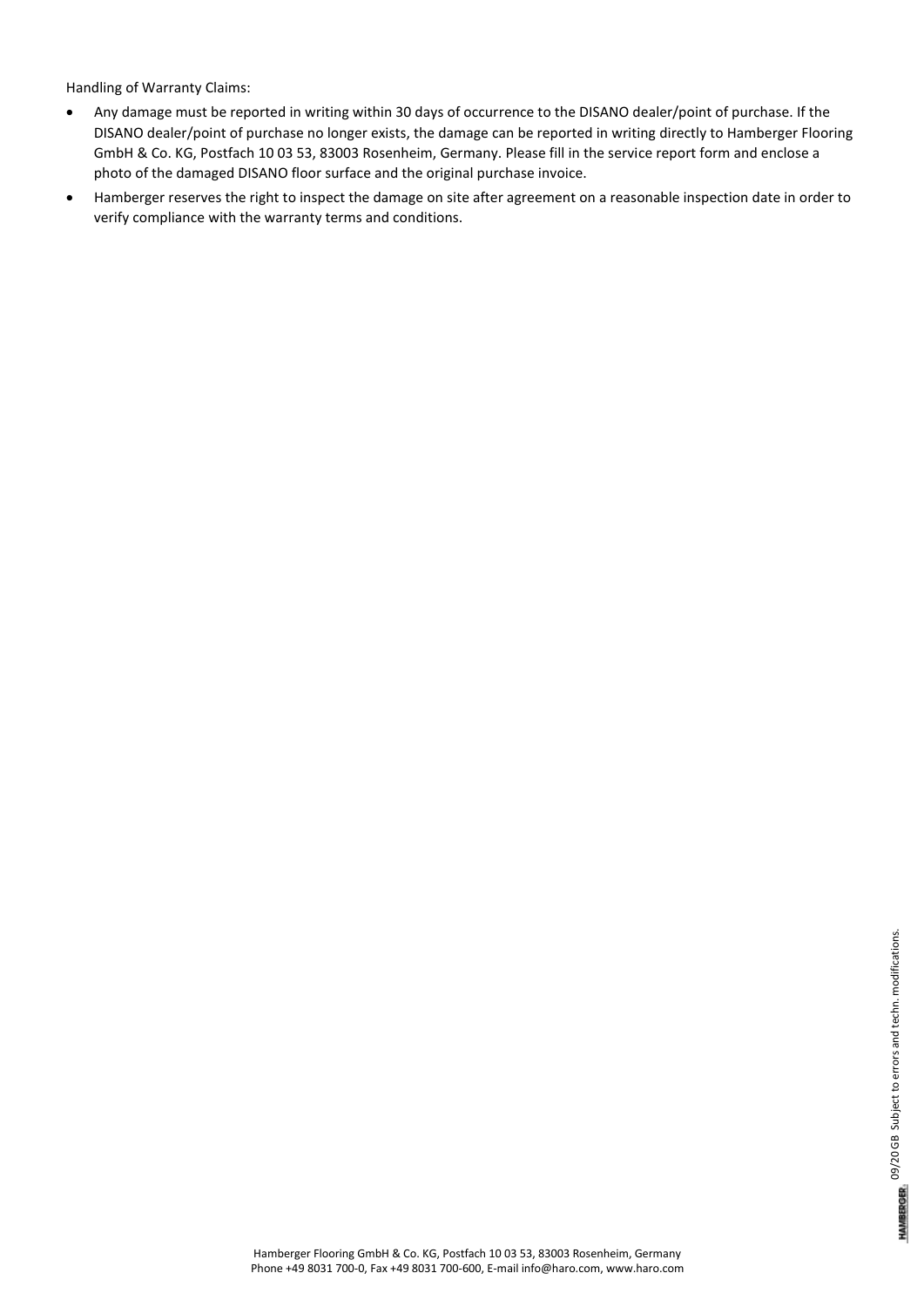Handling of Warranty Claims:

- Any damage must be reported in writing within 30 days of occurrence to the DISANO dealer/point of purchase. If the DISANO dealer/point of purchase no longer exists, the damage can be reported in writing directly to Hamberger Flooring GmbH & Co. KG, Postfach 10 03 53, 83003 Rosenheim, Germany. Please fill in the service report form and enclose a photo of the damaged DISANO floor surface and the original purchase invoice.
- Hamberger reserves the right to inspect the damage on site after agreement on a reasonable inspection date in order to verify compliance with the warranty terms and conditions.